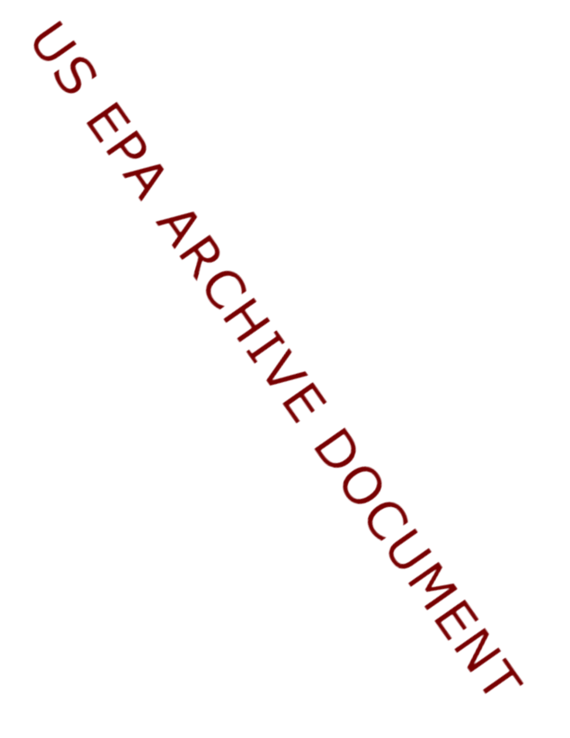US EPA ARCHIVE DOCUMENT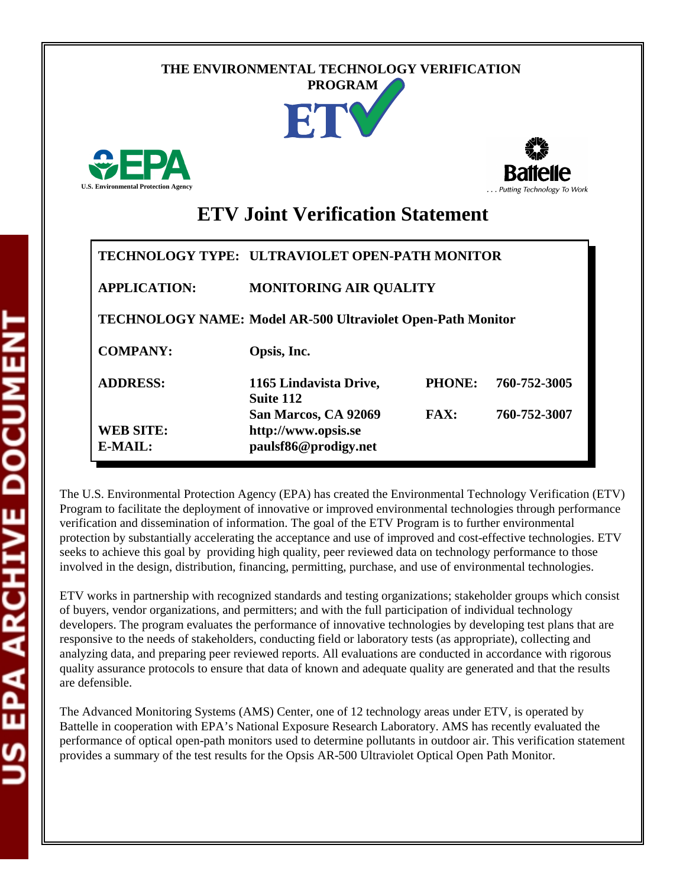THE ENVIRONMENTAL TECHNOLOGY VERIFICATION PROGRAM

U.S. Environmental Protection Agency

Battelle

. . . Putting Technology To Work

# ETV Joint Verification Statement

| | | | |
|---|---|---|---|
| **TECHNOLOGY TYPE:** | **ULTRAVIOLET OPEN-PATH MONITOR** | | |
| **APPLICATION:** | **MONITORING AIR QUALITY** | | |
| **TECHNOLOGY NAME:** | **Model AR-500 Ultraviolet Open-Path Monitor** | | |
| **COMPANY:** | **Opsis, Inc.** | | |
| **ADDRESS:** | **1165 Lindavista Drive, Suite 112** | **PHONE:** | **760-752-3005** |
| | **San Marcos, CA 92069** | **FAX:** | **760-752-3007** |
| **WEB SITE:** | **http://www.opsis.se** | | |
| **E-MAIL:** | **paulsf86@prodigy.net** | | |

The U.S. Environmental Protection Agency (EPA) has created the Environmental Technology Verification (ETV) Program to facilitate the deployment of innovative or improved environmental technologies through performance verification and dissemination of information. The goal of the ETV Program is to further environmental protection by substantially accelerating the acceptance and use of improved and cost-effective technologies. ETV seeks to achieve this goal by providing high quality, peer reviewed data on technology performance to those involved in the design, distribution, financing, permitting, purchase, and use of environmental technologies.

ETV works in partnership with recognized standards and testing organizations; stakeholder groups which consist of buyers, vendor organizations, and permitters; and with the full participation of individual technology developers. The program evaluates the performance of innovative technologies by developing test plans that are responsive to the needs of stakeholders, conducting field or laboratory tests (as appropriate), collecting and analyzing data, and preparing peer reviewed reports. All evaluations are conducted in accordance with rigorous quality assurance protocols to ensure that data of known and adequate quality are generated and that the results are defensible.

The Advanced Monitoring Systems (AMS) Center, one of 12 technology areas under ETV, is operated by Battelle in cooperation with EPA's National Exposure Research Laboratory. AMS has recently evaluated the performance of optical open-path monitors used to determine pollutants in outdoor air. This verification statement provides a summary of the test results for the Opsis AR-500 Ultraviolet Optical Open Path Monitor.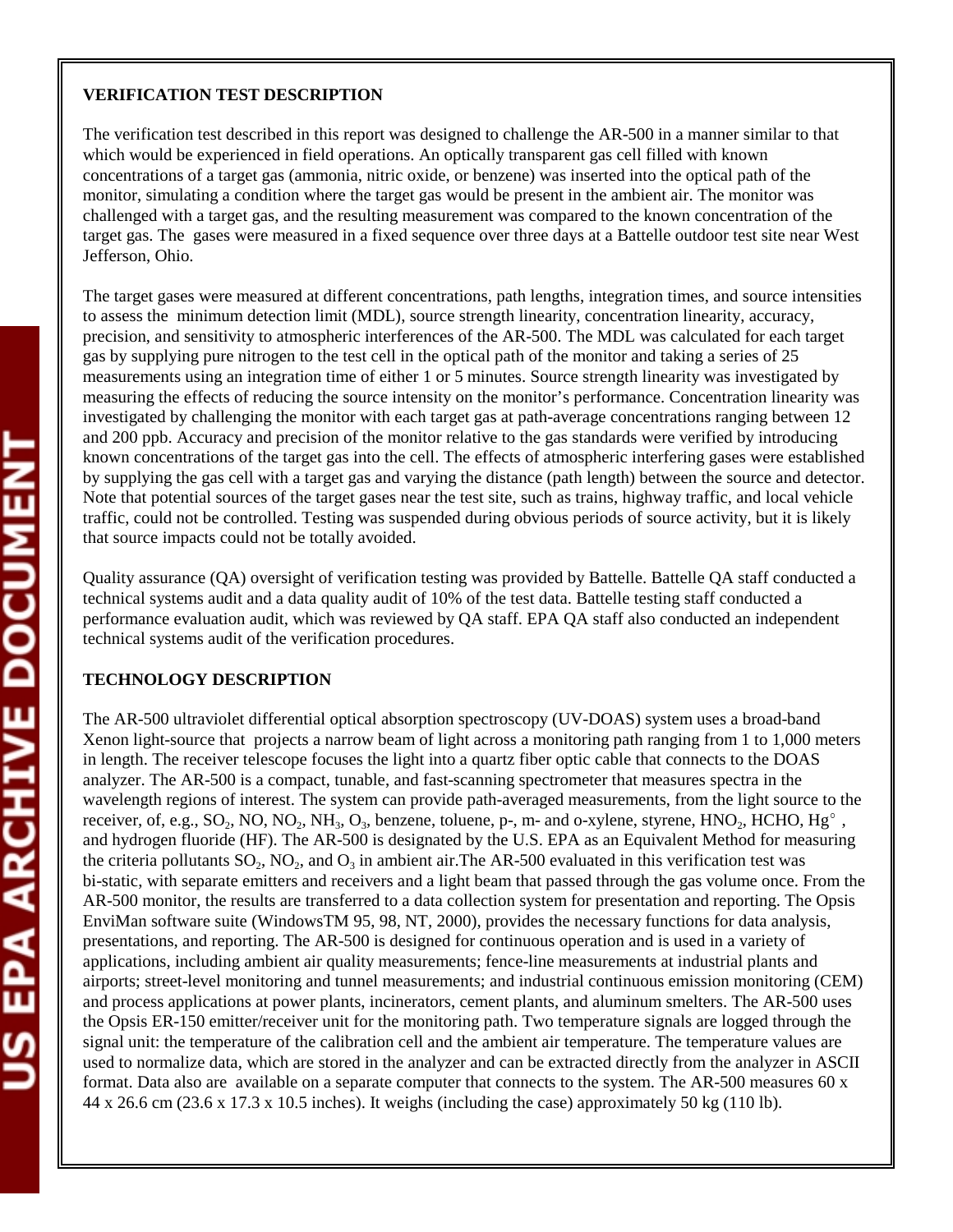**VERIFICATION TEST DESCRIPTION**

The verification test described in this report was designed to challenge the AR-500 in a manner similar to that which would be experienced in field operations. An optically transparent gas cell filled with known concentrations of a target gas (ammonia, nitric oxide, or benzene) was inserted into the optical path of the monitor, simulating a condition where the target gas would be present in the ambient air. The monitor was challenged with a target gas, and the resulting measurement was compared to the known concentration of the target gas. The gases were measured in a fixed sequence over three days at a Battelle outdoor test site near West Jefferson, Ohio.

The target gases were measured at different concentrations, path lengths, integration times, and source intensities to assess the minimum detection limit (MDL), source strength linearity, concentration linearity, accuracy, precision, and sensitivity to atmospheric interferences of the AR-500. The MDL was calculated for each target gas by supplying pure nitrogen to the test cell in the optical path of the monitor and taking a series of 25 measurements using an integration time of either 1 or 5 minutes. Source strength linearity was investigated by measuring the effects of reducing the source intensity on the monitor's performance. Concentration linearity was investigated by challenging the monitor with each target gas at path-average concentrations ranging between 12 and 200 ppb. Accuracy and precision of the monitor relative to the gas standards were verified by introducing known concentrations of the target gas into the cell. The effects of atmospheric interfering gases were established by supplying the gas cell with a target gas and varying the distance (path length) between the source and detector. Note that potential sources of the target gases near the test site, such as trains, highway traffic, and local vehicle traffic, could not be controlled. Testing was suspended during obvious periods of source activity, but it is likely that source impacts could not be totally avoided.

Quality assurance (QA) oversight of verification testing was provided by Battelle. Battelle QA staff conducted a technical systems audit and a data quality audit of 10% of the test data. Battelle testing staff conducted a performance evaluation audit, which was reviewed by QA staff. EPA QA staff also conducted an independent technical systems audit of the verification procedures.

**TECHNOLOGY DESCRIPTION**

The AR-500 ultraviolet differential optical absorption spectroscopy (UV-DOAS) system uses a broad-band Xenon light-source that projects a narrow beam of light across a monitoring path ranging from 1 to 1,000 meters in length. The receiver telescope focuses the light into a quartz fiber optic cable that connects to the DOAS analyzer. The AR-500 is a compact, tunable, and fast-scanning spectrometer that measures spectra in the wavelength regions of interest. The system can provide path-averaged measurements, from the light source to the receiver, of, e.g., $SO_2$, NO, $NO_2$, $NH_3$, $O_3$, benzene, toluene, p-, m- and o-xylene, styrene, $HNO_2$, HCHO, $Hg^{\circ}$, and hydrogen fluoride (HF). The AR-500 is designated by the U.S. EPA as an Equivalent Method for measuring the criteria pollutants $SO_2$, $NO_2$, and $O_3$ in ambient air.The AR-500 evaluated in this verification test was bi-static, with separate emitters and receivers and a light beam that passed through the gas volume once. From the AR-500 monitor, the results are transferred to a data collection system for presentation and reporting. The Opsis EnviMan software suite (WindowsTM 95, 98, NT, 2000), provides the necessary functions for data analysis, presentations, and reporting. The AR-500 is designed for continuous operation and is used in a variety of applications, including ambient air quality measurements; fence-line measurements at industrial plants and airports; street-level monitoring and tunnel measurements; and industrial continuous emission monitoring (CEM) and process applications at power plants, incinerators, cement plants, and aluminum smelters. The AR-500 uses the Opsis ER-150 emitter/receiver unit for the monitoring path. Two temperature signals are logged through the signal unit: the temperature of the calibration cell and the ambient air temperature. The temperature values are used to normalize data, which are stored in the analyzer and can be extracted directly from the analyzer in ASCII format. Data also are available on a separate computer that connects to the system. The AR-500 measures 60 x 44 x 26.6 cm (23.6 x 17.3 x 10.5 inches). It weighs (including the case) approximately 50 kg (110 lb).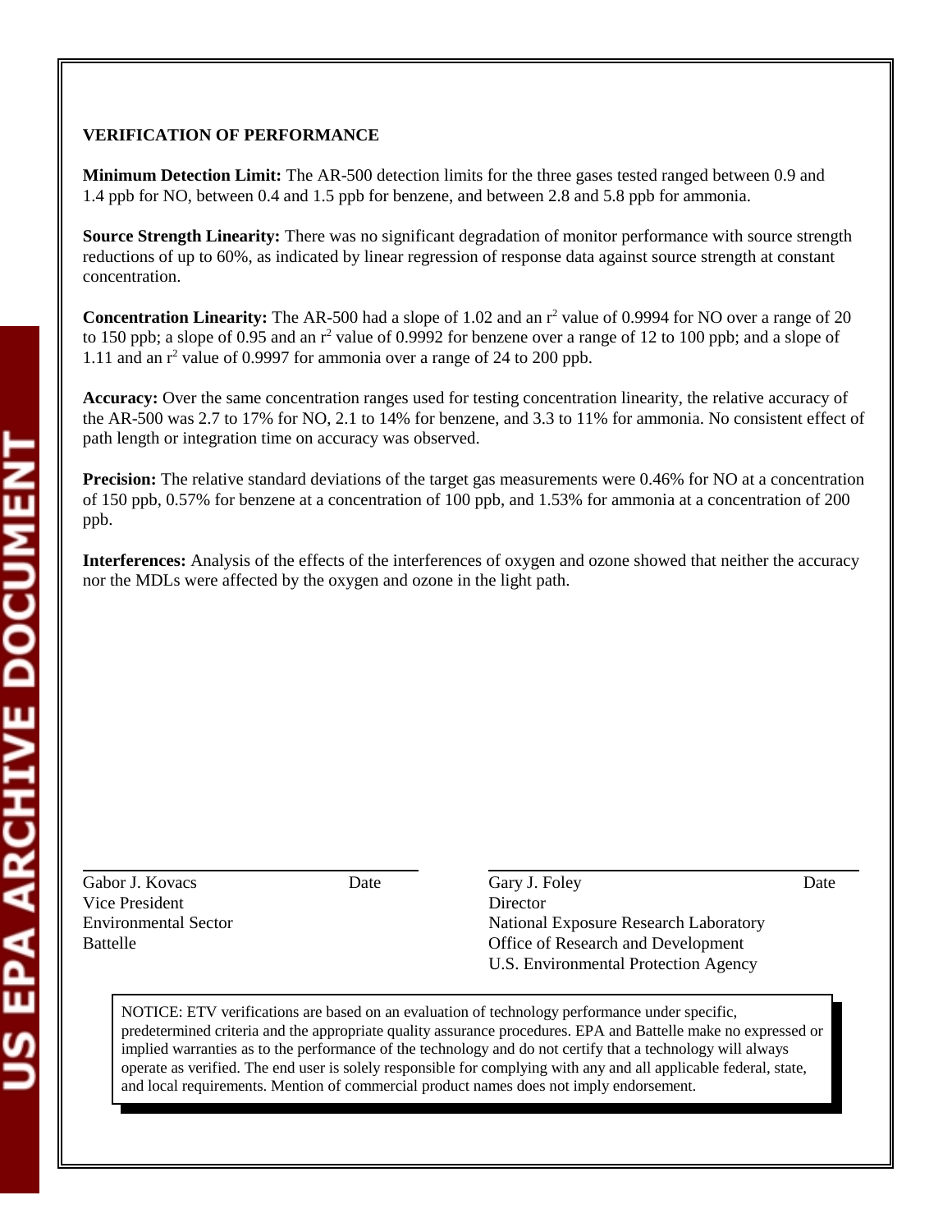**VERIFICATION OF PERFORMANCE**

**Minimum Detection Limit:** The AR-500 detection limits for the three gases tested ranged between 0.9 and 1.4 ppb for NO, between 0.4 and 1.5 ppb for benzene, and between 2.8 and 5.8 ppb for ammonia.

**Source Strength Linearity:** There was no significant degradation of monitor performance with source strength reductions of up to 60%, as indicated by linear regression of response data against source strength at constant concentration.

**Concentration Linearity:** The AR-500 had a slope of 1.02 and an $r^2$ value of 0.9994 for NO over a range of 20 to 150 ppb; a slope of 0.95 and an $r^2$ value of 0.9992 for benzene over a range of 12 to 100 ppb; and a slope of 1.11 and an $r^2$ value of 0.9997 for ammonia over a range of 24 to 200 ppb.

**Accuracy:** Over the same concentration ranges used for testing concentration linearity, the relative accuracy of the AR-500 was 2.7 to 17% for NO, 2.1 to 14% for benzene, and 3.3 to 11% for ammonia. No consistent effect of path length or integration time on accuracy was observed.

**Precision:** The relative standard deviations of the target gas measurements were 0.46% for NO at a concentration of 150 ppb, 0.57% for benzene at a concentration of 100 ppb, and 1.53% for ammonia at a concentration of 200 ppb.

**Interferences:** Analysis of the effects of the interferences of oxygen and ozone showed that neither the accuracy nor the MDLs were affected by the oxygen and ozone in the light path.

| | | | |
|---|---|---|---|
| Gabor J. Kovacs | Date | Gary J. Foley | Date |
| Vice President | | Director | |
| Environmental Sector | | National Exposure Research Laboratory | |
| Battelle | | Office of Research and Development | |
| | | U.S. Environmental Protection Agency | |

NOTICE: ETV verifications are based on an evaluation of technology performance under specific, predetermined criteria and the appropriate quality assurance procedures. EPA and Battelle make no expressed or implied warranties as to the performance of the technology and do not certify that a technology will always operate as verified. The end user is solely responsible for complying with any and all applicable federal, state, and local requirements. Mention of commercial product names does not imply endorsement.